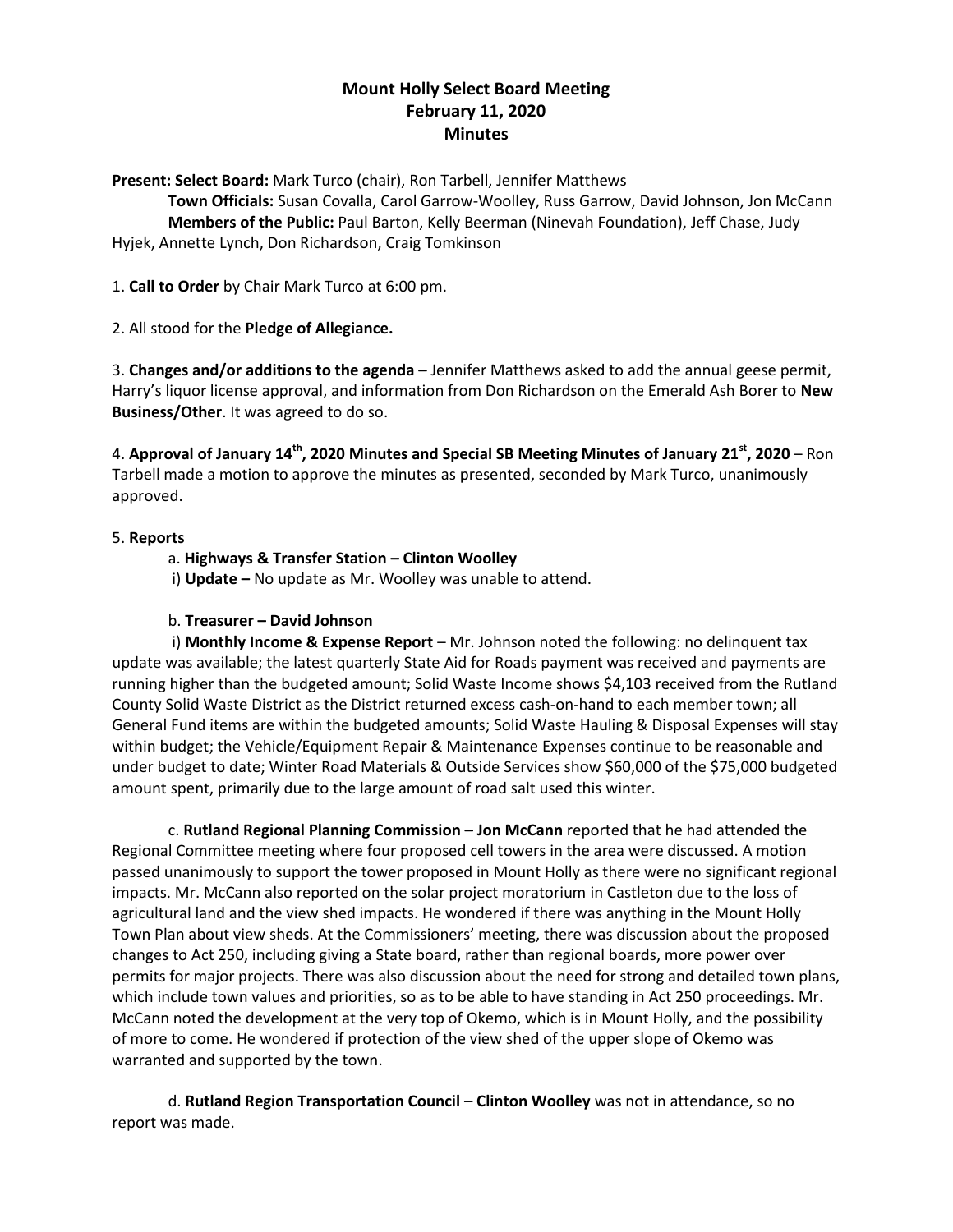# Mount Holly Select Board Meeting
## February 11, 2020
## Minutes

**Present: Select Board:** Mark Turco (chair), Ron Tarbell, Jennifer Matthews
**Town Officials:** Susan Covalla, Carol Garrow-Woolley, Russ Garrow, David Johnson, Jon McCann
**Members of the Public:** Paul Barton, Kelly Beerman (Ninevah Foundation), Jeff Chase, Judy Hyjek, Annette Lynch, Don Richardson, Craig Tomkinson

1. **Call to Order** by Chair Mark Turco at 6:00 pm.

2. All stood for the **Pledge of Allegiance.**

3. **Changes and/or additions to the agenda –** Jennifer Matthews asked to add the annual geese permit, Harry's liquor license approval, and information from Don Richardson on the Emerald Ash Borer to **New Business/Other**. It was agreed to do so.

4. **Approval of January 14th, 2020 Minutes and Special SB Meeting Minutes of January 21st, 2020** – Ron Tarbell made a motion to approve the minutes as presented, seconded by Mark Turco, unanimously approved.

5. **Reports**

a. **Highways & Transfer Station – Clinton Woolley**

i) **Update –** No update as Mr. Woolley was unable to attend.

b. **Treasurer – David Johnson**

i) **Monthly Income & Expense Report** – Mr. Johnson noted the following: no delinquent tax update was available; the latest quarterly State Aid for Roads payment was received and payments are running higher than the budgeted amount; Solid Waste Income shows $4,103 received from the Rutland County Solid Waste District as the District returned excess cash-on-hand to each member town; all General Fund items are within the budgeted amounts; Solid Waste Hauling & Disposal Expenses will stay within budget; the Vehicle/Equipment Repair & Maintenance Expenses continue to be reasonable and under budget to date; Winter Road Materials & Outside Services show $60,000 of the $75,000 budgeted amount spent, primarily due to the large amount of road salt used this winter.

c. **Rutland Regional Planning Commission – Jon McCann** reported that he had attended the Regional Committee meeting where four proposed cell towers in the area were discussed. A motion passed unanimously to support the tower proposed in Mount Holly as there were no significant regional impacts. Mr. McCann also reported on the solar project moratorium in Castleton due to the loss of agricultural land and the view shed impacts. He wondered if there was anything in the Mount Holly Town Plan about view sheds. At the Commissioners' meeting, there was discussion about the proposed changes to Act 250, including giving a State board, rather than regional boards, more power over permits for major projects. There was also discussion about the need for strong and detailed town plans, which include town values and priorities, so as to be able to have standing in Act 250 proceedings. Mr. McCann noted the development at the very top of Okemo, which is in Mount Holly, and the possibility of more to come. He wondered if protection of the view shed of the upper slope of Okemo was warranted and supported by the town.

d. **Rutland Region Transportation Council** – **Clinton Woolley** was not in attendance, so no report was made.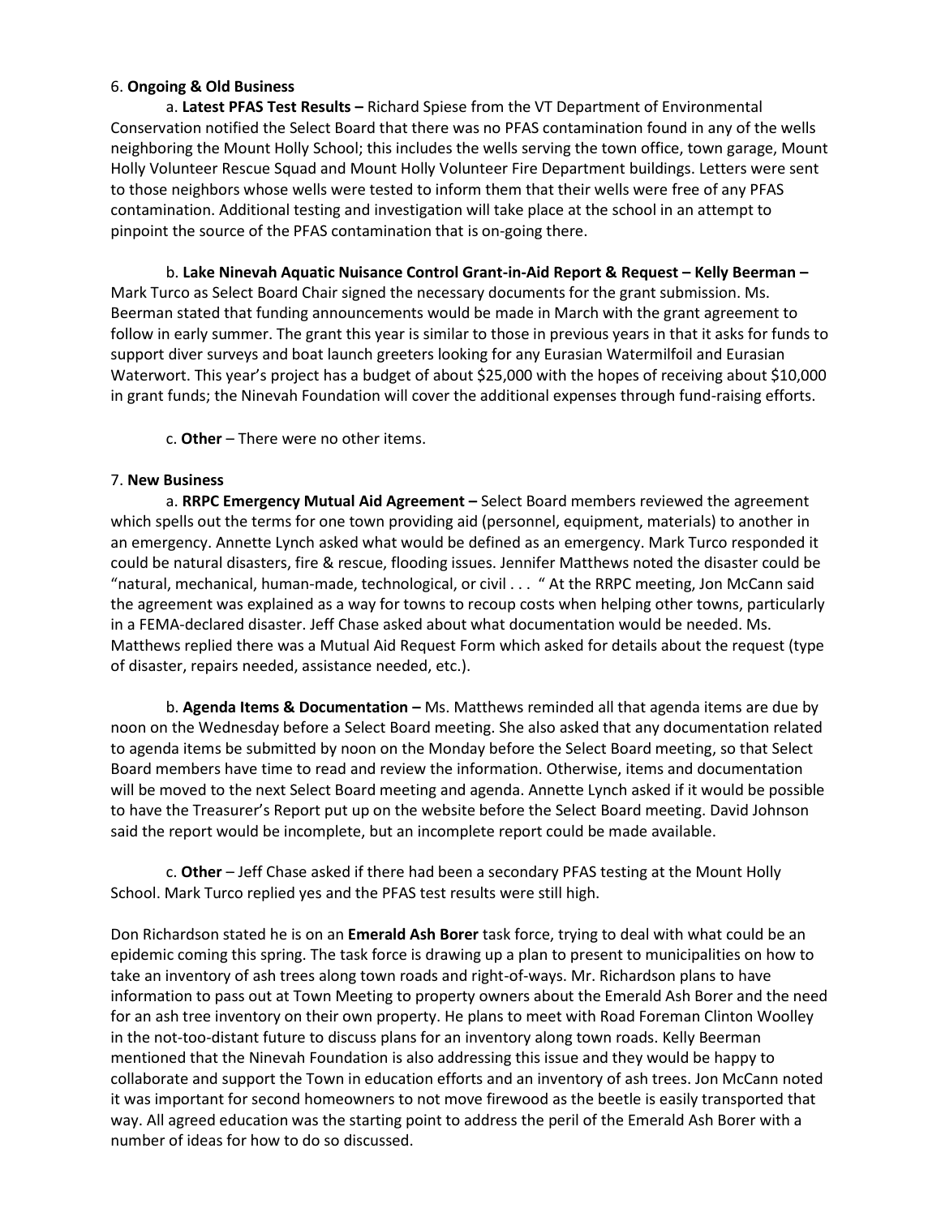6. **Ongoing & Old Business**

a. **Latest PFAS Test Results –** Richard Spiese from the VT Department of Environmental Conservation notified the Select Board that there was no PFAS contamination found in any of the wells neighboring the Mount Holly School; this includes the wells serving the town office, town garage, Mount Holly Volunteer Rescue Squad and Mount Holly Volunteer Fire Department buildings. Letters were sent to those neighbors whose wells were tested to inform them that their wells were free of any PFAS contamination. Additional testing and investigation will take place at the school in an attempt to pinpoint the source of the PFAS contamination that is on-going there.

b. **Lake Ninevah Aquatic Nuisance Control Grant-in-Aid Report & Request – Kelly Beerman –** Mark Turco as Select Board Chair signed the necessary documents for the grant submission. Ms. Beerman stated that funding announcements would be made in March with the grant agreement to follow in early summer. The grant this year is similar to those in previous years in that it asks for funds to support diver surveys and boat launch greeters looking for any Eurasian Watermilfoil and Eurasian Waterwort. This year's project has a budget of about $25,000 with the hopes of receiving about $10,000 in grant funds; the Ninevah Foundation will cover the additional expenses through fund-raising efforts.

c. **Other** – There were no other items.

7. **New Business**

a. **RRPC Emergency Mutual Aid Agreement –** Select Board members reviewed the agreement which spells out the terms for one town providing aid (personnel, equipment, materials) to another in an emergency. Annette Lynch asked what would be defined as an emergency. Mark Turco responded it could be natural disasters, fire & rescue, flooding issues. Jennifer Matthews noted the disaster could be "natural, mechanical, human-made, technological, or civil . . . " At the RRPC meeting, Jon McCann said the agreement was explained as a way for towns to recoup costs when helping other towns, particularly in a FEMA-declared disaster. Jeff Chase asked about what documentation would be needed. Ms. Matthews replied there was a Mutual Aid Request Form which asked for details about the request (type of disaster, repairs needed, assistance needed, etc.).

b. **Agenda Items & Documentation –** Ms. Matthews reminded all that agenda items are due by noon on the Wednesday before a Select Board meeting. She also asked that any documentation related to agenda items be submitted by noon on the Monday before the Select Board meeting, so that Select Board members have time to read and review the information. Otherwise, items and documentation will be moved to the next Select Board meeting and agenda. Annette Lynch asked if it would be possible to have the Treasurer's Report put up on the website before the Select Board meeting. David Johnson said the report would be incomplete, but an incomplete report could be made available.

c. **Other** – Jeff Chase asked if there had been a secondary PFAS testing at the Mount Holly School. Mark Turco replied yes and the PFAS test results were still high.

Don Richardson stated he is on an **Emerald Ash Borer** task force, trying to deal with what could be an epidemic coming this spring. The task force is drawing up a plan to present to municipalities on how to take an inventory of ash trees along town roads and right-of-ways. Mr. Richardson plans to have information to pass out at Town Meeting to property owners about the Emerald Ash Borer and the need for an ash tree inventory on their own property. He plans to meet with Road Foreman Clinton Woolley in the not-too-distant future to discuss plans for an inventory along town roads. Kelly Beerman mentioned that the Ninevah Foundation is also addressing this issue and they would be happy to collaborate and support the Town in education efforts and an inventory of ash trees. Jon McCann noted it was important for second homeowners to not move firewood as the beetle is easily transported that way. All agreed education was the starting point to address the peril of the Emerald Ash Borer with a number of ideas for how to do so discussed.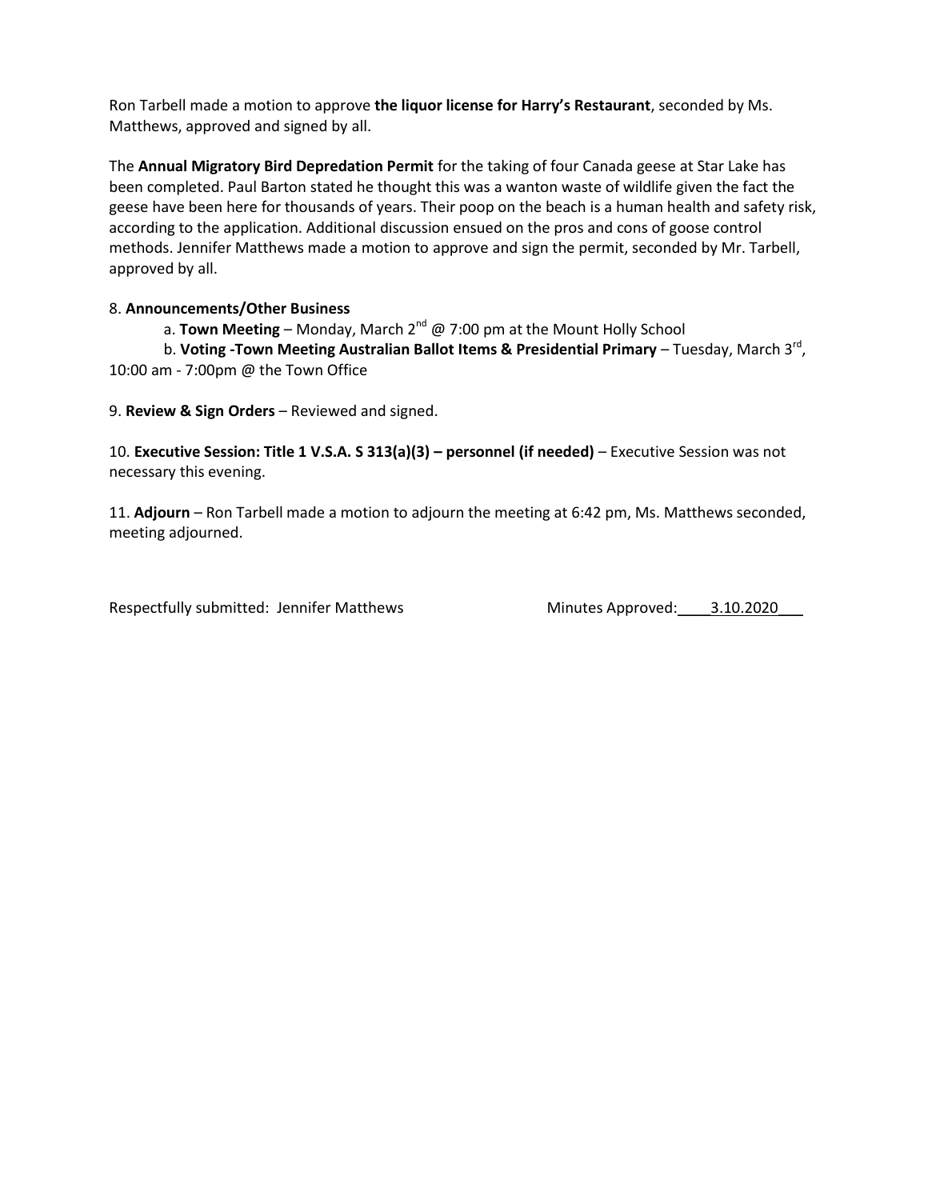Ron Tarbell made a motion to approve **the liquor license for Harry's Restaurant**, seconded by Ms. Matthews, approved and signed by all.

The **Annual Migratory Bird Depredation Permit** for the taking of four Canada geese at Star Lake has been completed. Paul Barton stated he thought this was a wanton waste of wildlife given the fact the geese have been here for thousands of years. Their poop on the beach is a human health and safety risk, according to the application. Additional discussion ensued on the pros and cons of goose control methods. Jennifer Matthews made a motion to approve and sign the permit, seconded by Mr. Tarbell, approved by all.

8. **Announcements/Other Business**

a. **Town Meeting** – Monday, March 2nd @ 7:00 pm at the Mount Holly School

b. **Voting -Town Meeting Australian Ballot Items & Presidential Primary** – Tuesday, March 3rd, 10:00 am - 7:00pm @ the Town Office

9. **Review & Sign Orders** – Reviewed and signed.

10. **Executive Session: Title 1 V.S.A. S 313(a)(3) – personnel (if needed)** – Executive Session was not necessary this evening.

11. **Adjourn** – Ron Tarbell made a motion to adjourn the meeting at 6:42 pm, Ms. Matthews seconded, meeting adjourned.

Respectfully submitted: Jennifer Matthews

Minutes Approved: 3.10.2020